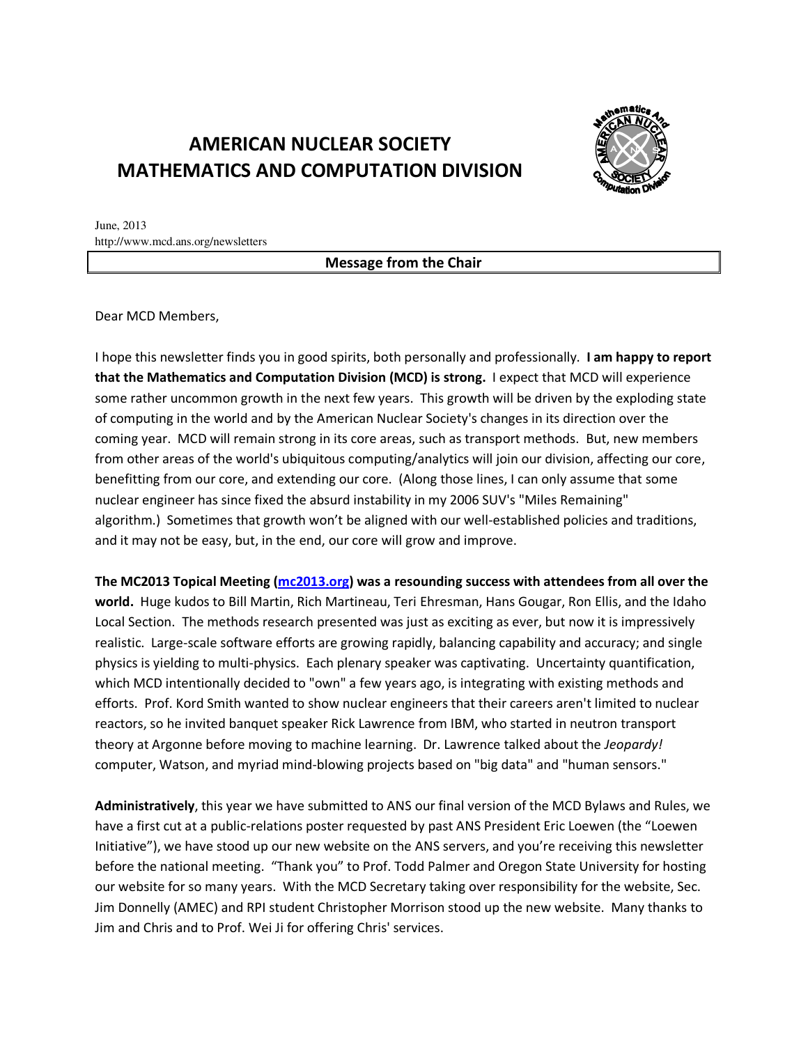# AMERICAN NUCLEAR SOCIETY
# MATHEMATICS AND COMPUTATION DIVISION

June, 2013
http://www.mcd.ans.org/newsletters

## Message from the Chair

Dear MCD Members,

I hope this newsletter finds you in good spirits, both personally and professionally. **I am happy to report that the Mathematics and Computation Division (MCD) is strong.** I expect that MCD will experience some rather uncommon growth in the next few years. This growth will be driven by the exploding state of computing in the world and by the American Nuclear Society's changes in its direction over the coming year. MCD will remain strong in its core areas, such as transport methods. But, new members from other areas of the world's ubiquitous computing/analytics will join our division, affecting our core, benefitting from our core, and extending our core. (Along those lines, I can only assume that some nuclear engineer has since fixed the absurd instability in my 2006 SUV's "Miles Remaining" algorithm.) Sometimes that growth won't be aligned with our well-established policies and traditions, and it may not be easy, but, in the end, our core will grow and improve.

**The MC2013 Topical Meeting (mc2013.org) was a resounding success with attendees from all over the world.** Huge kudos to Bill Martin, Rich Martineau, Teri Ehresman, Hans Gougar, Ron Ellis, and the Idaho Local Section. The methods research presented was just as exciting as ever, but now it is impressively realistic. Large-scale software efforts are growing rapidly, balancing capability and accuracy; and single physics is yielding to multi-physics. Each plenary speaker was captivating. Uncertainty quantification, which MCD intentionally decided to "own" a few years ago, is integrating with existing methods and efforts. Prof. Kord Smith wanted to show nuclear engineers that their careers aren't limited to nuclear reactors, so he invited banquet speaker Rick Lawrence from IBM, who started in neutron transport theory at Argonne before moving to machine learning. Dr. Lawrence talked about the *Jeopardy!* computer, Watson, and myriad mind-blowing projects based on "big data" and "human sensors."

**Administratively**, this year we have submitted to ANS our final version of the MCD Bylaws and Rules, we have a first cut at a public-relations poster requested by past ANS President Eric Loewen (the "Loewen Initiative"), we have stood up our new website on the ANS servers, and you're receiving this newsletter before the national meeting. "Thank you" to Prof. Todd Palmer and Oregon State University for hosting our website for so many years. With the MCD Secretary taking over responsibility for the website, Sec. Jim Donnelly (AMEC) and RPI student Christopher Morrison stood up the new website. Many thanks to Jim and Chris and to Prof. Wei Ji for offering Chris' services.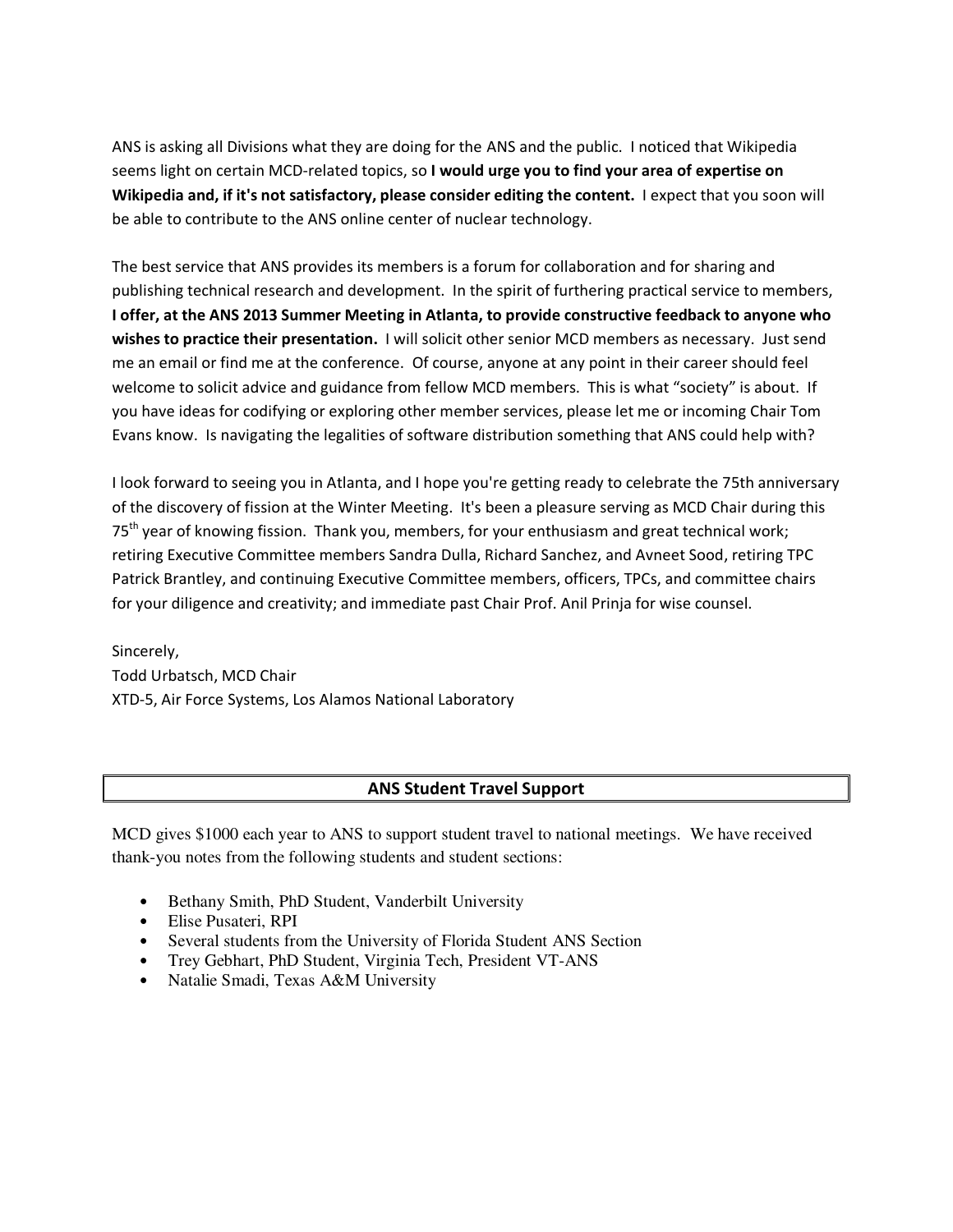ANS is asking all Divisions what they are doing for the ANS and the public. I noticed that Wikipedia seems light on certain MCD-related topics, so **I would urge you to find your area of expertise on Wikipedia and, if it's not satisfactory, please consider editing the content.** I expect that you soon will be able to contribute to the ANS online center of nuclear technology.

The best service that ANS provides its members is a forum for collaboration and for sharing and publishing technical research and development. In the spirit of furthering practical service to members, **I offer, at the ANS 2013 Summer Meeting in Atlanta, to provide constructive feedback to anyone who wishes to practice their presentation.** I will solicit other senior MCD members as necessary. Just send me an email or find me at the conference. Of course, anyone at any point in their career should feel welcome to solicit advice and guidance from fellow MCD members. This is what "society" is about. If you have ideas for codifying or exploring other member services, please let me or incoming Chair Tom Evans know. Is navigating the legalities of software distribution something that ANS could help with?

I look forward to seeing you in Atlanta, and I hope you're getting ready to celebrate the 75th anniversary of the discovery of fission at the Winter Meeting. It's been a pleasure serving as MCD Chair during this 75th year of knowing fission. Thank you, members, for your enthusiasm and great technical work; retiring Executive Committee members Sandra Dulla, Richard Sanchez, and Avneet Sood, retiring TPC Patrick Brantley, and continuing Executive Committee members, officers, TPCs, and committee chairs for your diligence and creativity; and immediate past Chair Prof. Anil Prinja for wise counsel.

Sincerely,
Todd Urbatsch, MCD Chair
XTD-5, Air Force Systems, Los Alamos National Laboratory

## ANS Student Travel Support

MCD gives $1000 each year to ANS to support student travel to national meetings. We have received thank-you notes from the following students and student sections:

- Bethany Smith, PhD Student, Vanderbilt University
- Elise Pusateri, RPI
- Several students from the University of Florida Student ANS Section
- Trey Gebhart, PhD Student, Virginia Tech, President VT-ANS
- Natalie Smadi, Texas A&M University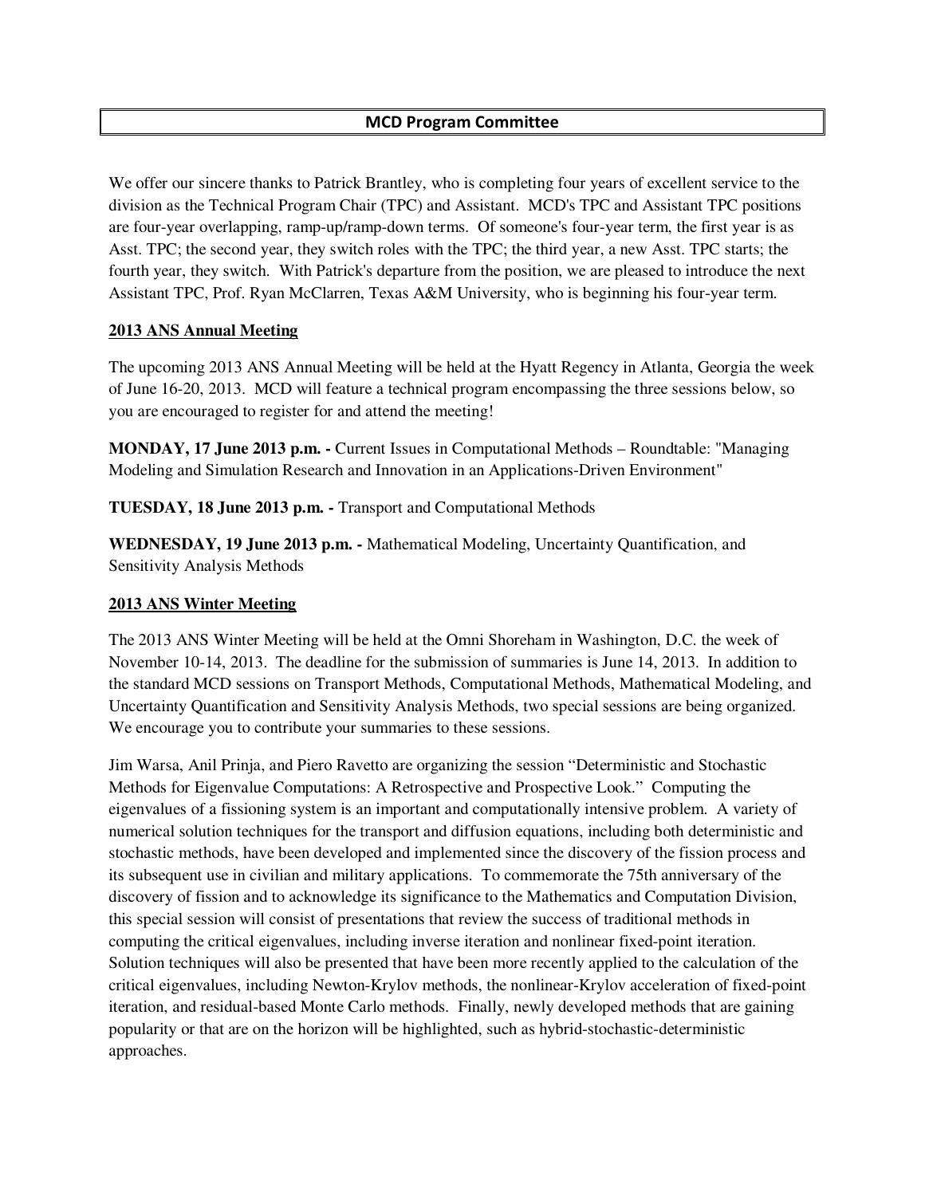## MCD Program Committee

We offer our sincere thanks to Patrick Brantley, who is completing four years of excellent service to the division as the Technical Program Chair (TPC) and Assistant. MCD's TPC and Assistant TPC positions are four-year overlapping, ramp-up/ramp-down terms. Of someone's four-year term, the first year is as Asst. TPC; the second year, they switch roles with the TPC; the third year, a new Asst. TPC starts; the fourth year, they switch. With Patrick's departure from the position, we are pleased to introduce the next Assistant TPC, Prof. Ryan McClarren, Texas A&M University, who is beginning his four-year term.

### 2013 ANS Annual Meeting

The upcoming 2013 ANS Annual Meeting will be held at the Hyatt Regency in Atlanta, Georgia the week of June 16-20, 2013. MCD will feature a technical program encompassing the three sessions below, so you are encouraged to register for and attend the meeting!

**MONDAY, 17 June 2013 p.m. -** Current Issues in Computational Methods – Roundtable: "Managing Modeling and Simulation Research and Innovation in an Applications-Driven Environment"

**TUESDAY, 18 June 2013 p.m. -** Transport and Computational Methods

**WEDNESDAY, 19 June 2013 p.m. -** Mathematical Modeling, Uncertainty Quantification, and Sensitivity Analysis Methods

### 2013 ANS Winter Meeting

The 2013 ANS Winter Meeting will be held at the Omni Shoreham in Washington, D.C. the week of November 10-14, 2013. The deadline for the submission of summaries is June 14, 2013. In addition to the standard MCD sessions on Transport Methods, Computational Methods, Mathematical Modeling, and Uncertainty Quantification and Sensitivity Analysis Methods, two special sessions are being organized. We encourage you to contribute your summaries to these sessions.

Jim Warsa, Anil Prinja, and Piero Ravetto are organizing the session "Deterministic and Stochastic Methods for Eigenvalue Computations: A Retrospective and Prospective Look." Computing the eigenvalues of a fissioning system is an important and computationally intensive problem. A variety of numerical solution techniques for the transport and diffusion equations, including both deterministic and stochastic methods, have been developed and implemented since the discovery of the fission process and its subsequent use in civilian and military applications. To commemorate the 75th anniversary of the discovery of fission and to acknowledge its significance to the Mathematics and Computation Division, this special session will consist of presentations that review the success of traditional methods in computing the critical eigenvalues, including inverse iteration and nonlinear fixed-point iteration. Solution techniques will also be presented that have been more recently applied to the calculation of the critical eigenvalues, including Newton-Krylov methods, the nonlinear-Krylov acceleration of fixed-point iteration, and residual-based Monte Carlo methods. Finally, newly developed methods that are gaining popularity or that are on the horizon will be highlighted, such as hybrid-stochastic-deterministic approaches.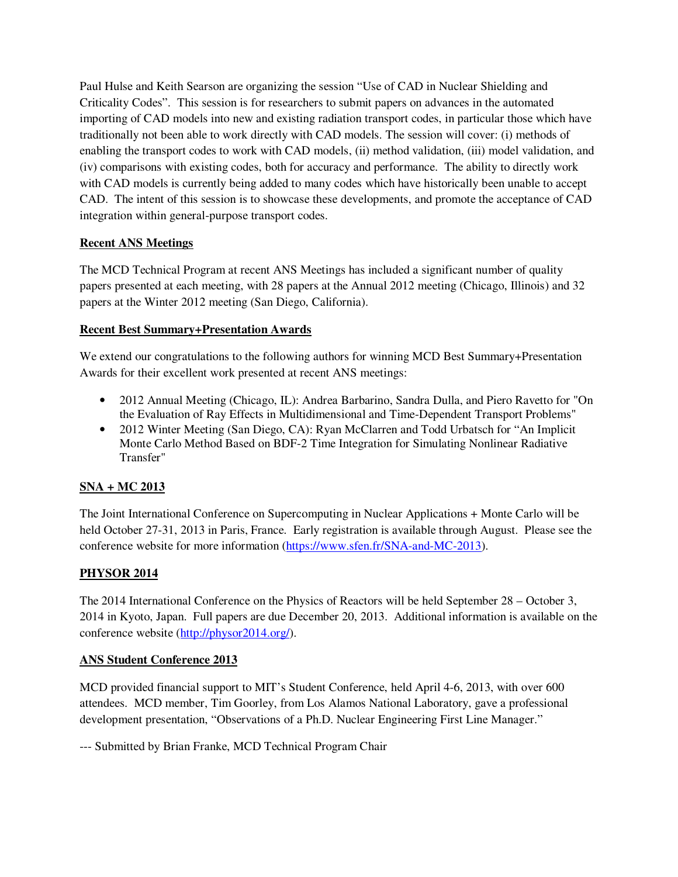Paul Hulse and Keith Searson are organizing the session "Use of CAD in Nuclear Shielding and Criticality Codes". This session is for researchers to submit papers on advances in the automated importing of CAD models into new and existing radiation transport codes, in particular those which have traditionally not been able to work directly with CAD models. The session will cover: (i) methods of enabling the transport codes to work with CAD models, (ii) method validation, (iii) model validation, and (iv) comparisons with existing codes, both for accuracy and performance. The ability to directly work with CAD models is currently being added to many codes which have historically been unable to accept CAD. The intent of this session is to showcase these developments, and promote the acceptance of CAD integration within general-purpose transport codes.

## Recent ANS Meetings

The MCD Technical Program at recent ANS Meetings has included a significant number of quality papers presented at each meeting, with 28 papers at the Annual 2012 meeting (Chicago, Illinois) and 32 papers at the Winter 2012 meeting (San Diego, California).

## Recent Best Summary+Presentation Awards

We extend our congratulations to the following authors for winning MCD Best Summary+Presentation Awards for their excellent work presented at recent ANS meetings:

- 2012 Annual Meeting (Chicago, IL): Andrea Barbarino, Sandra Dulla, and Piero Ravetto for "On the Evaluation of Ray Effects in Multidimensional and Time-Dependent Transport Problems"
- 2012 Winter Meeting (San Diego, CA): Ryan McClarren and Todd Urbatsch for "An Implicit Monte Carlo Method Based on BDF-2 Time Integration for Simulating Nonlinear Radiative Transfer"

## SNA + MC 2013

The Joint International Conference on Supercomputing in Nuclear Applications + Monte Carlo will be held October 27-31, 2013 in Paris, France. Early registration is available through August. Please see the conference website for more information (https://www.sfen.fr/SNA-and-MC-2013).

## PHYSOR 2014

The 2014 International Conference on the Physics of Reactors will be held September 28 – October 3, 2014 in Kyoto, Japan. Full papers are due December 20, 2013. Additional information is available on the conference website (http://physor2014.org/).

## ANS Student Conference 2013

MCD provided financial support to MIT's Student Conference, held April 4-6, 2013, with over 600 attendees. MCD member, Tim Goorley, from Los Alamos National Laboratory, gave a professional development presentation, "Observations of a Ph.D. Nuclear Engineering First Line Manager."

--- Submitted by Brian Franke, MCD Technical Program Chair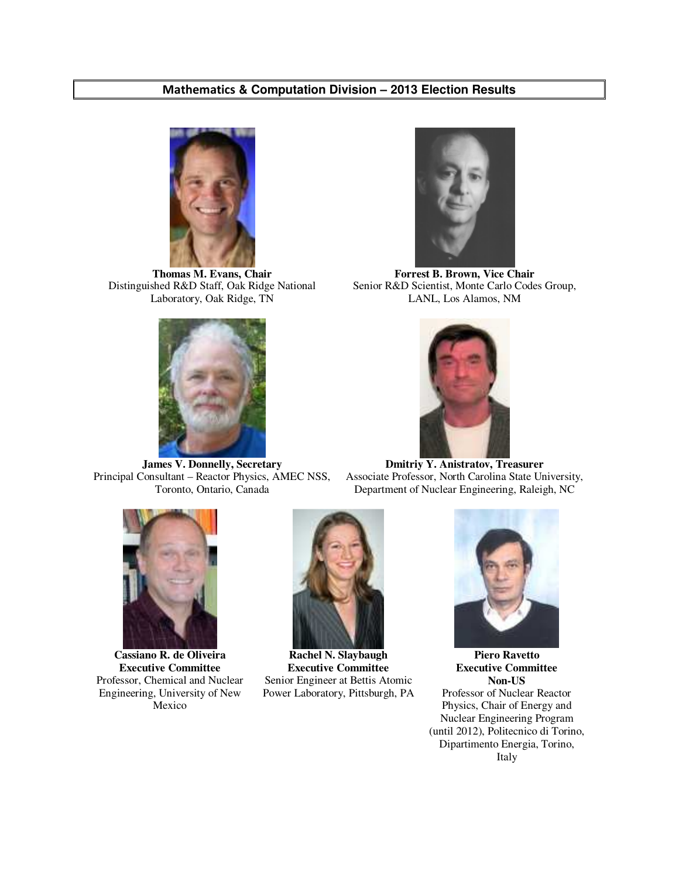## Mathematics & Computation Division – 2013 Election Results

**Thomas M. Evans, Chair**
Distinguished R&D Staff, Oak Ridge National Laboratory, Oak Ridge, TN

**Forrest B. Brown, Vice Chair**
Senior R&D Scientist, Monte Carlo Codes Group, LANL, Los Alamos, NM

**James V. Donnelly, Secretary**
Principal Consultant – Reactor Physics, AMEC NSS, Toronto, Ontario, Canada

**Dmitriy Y. Anistratov, Treasurer**
Associate Professor, North Carolina State University, Department of Nuclear Engineering, Raleigh, NC

**Cassiano R. de Oliveira**
**Executive Committee**
Professor, Chemical and Nuclear Engineering, University of New Mexico

**Rachel N. Slaybaugh**
**Executive Committee**
Senior Engineer at Bettis Atomic Power Laboratory, Pittsburgh, PA

**Piero Ravetto**
**Executive Committee**
**Non-US**
Professor of Nuclear Reactor Physics, Chair of Energy and Nuclear Engineering Program (until 2012), Politecnico di Torino, Dipartimento Energia, Torino, Italy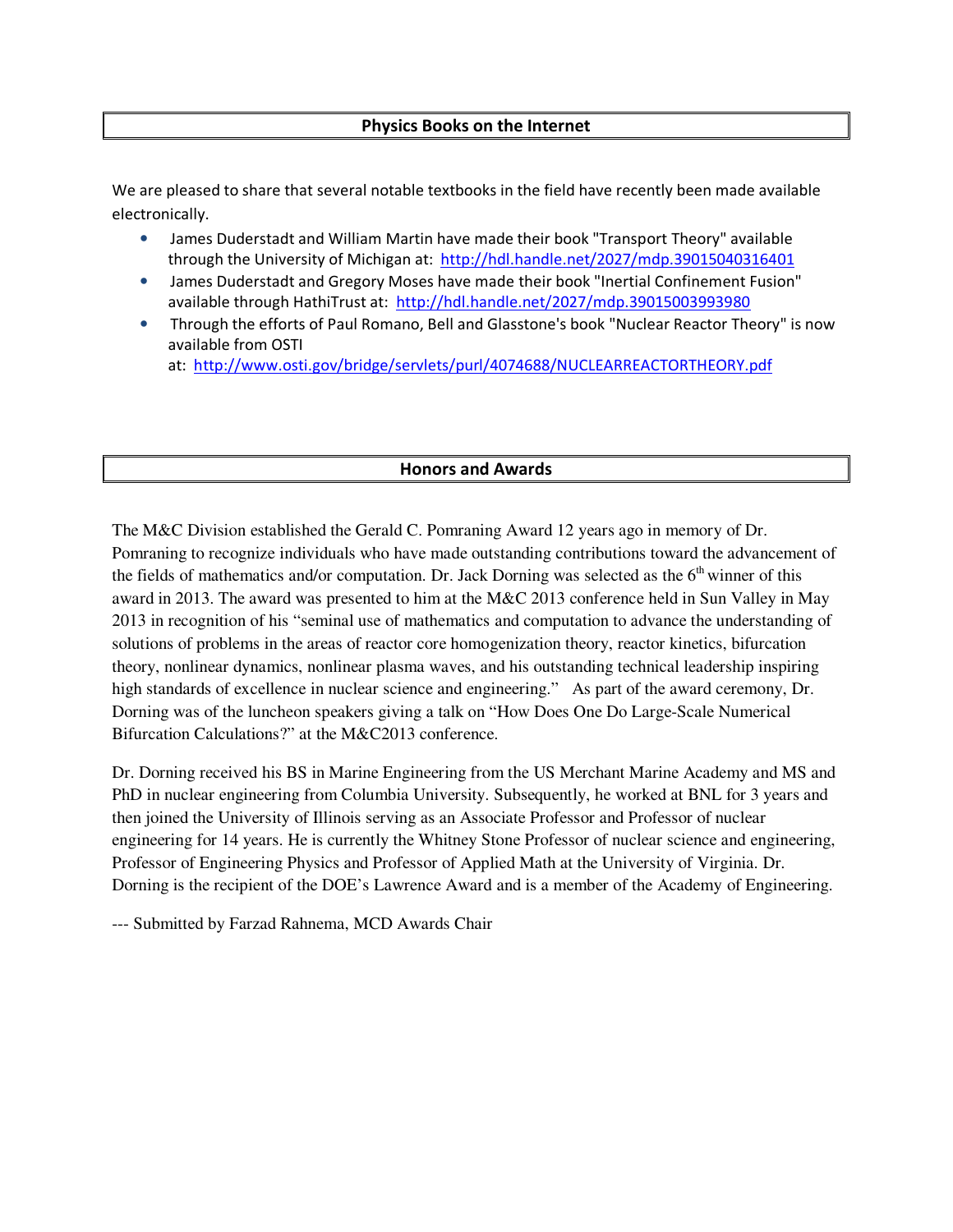## Physics Books on the Internet

We are pleased to share that several notable textbooks in the field have recently been made available electronically.

- James Duderstadt and William Martin have made their book "Transport Theory" available through the University of Michigan at: http://hdl.handle.net/2027/mdp.39015040316401
- James Duderstadt and Gregory Moses have made their book "Inertial Confinement Fusion" available through HathiTrust at: http://hdl.handle.net/2027/mdp.39015003993980
- Through the efforts of Paul Romano, Bell and Glasstone's book "Nuclear Reactor Theory" is now available from OSTI at: http://www.osti.gov/bridge/servlets/purl/4074688/NUCLEARREACTORTHEORY.pdf

## Honors and Awards

The M&C Division established the Gerald C. Pomraning Award 12 years ago in memory of Dr. Pomraning to recognize individuals who have made outstanding contributions toward the advancement of the fields of mathematics and/or computation. Dr. Jack Dorning was selected as the 6th winner of this award in 2013. The award was presented to him at the M&C 2013 conference held in Sun Valley in May 2013 in recognition of his "seminal use of mathematics and computation to advance the understanding of solutions of problems in the areas of reactor core homogenization theory, reactor kinetics, bifurcation theory, nonlinear dynamics, nonlinear plasma waves, and his outstanding technical leadership inspiring high standards of excellence in nuclear science and engineering." As part of the award ceremony, Dr. Dorning was of the luncheon speakers giving a talk on "How Does One Do Large-Scale Numerical Bifurcation Calculations?" at the M&C2013 conference.

Dr. Dorning received his BS in Marine Engineering from the US Merchant Marine Academy and MS and PhD in nuclear engineering from Columbia University. Subsequently, he worked at BNL for 3 years and then joined the University of Illinois serving as an Associate Professor and Professor of nuclear engineering for 14 years. He is currently the Whitney Stone Professor of nuclear science and engineering, Professor of Engineering Physics and Professor of Applied Math at the University of Virginia. Dr. Dorning is the recipient of the DOE's Lawrence Award and is a member of the Academy of Engineering.

--- Submitted by Farzad Rahnema, MCD Awards Chair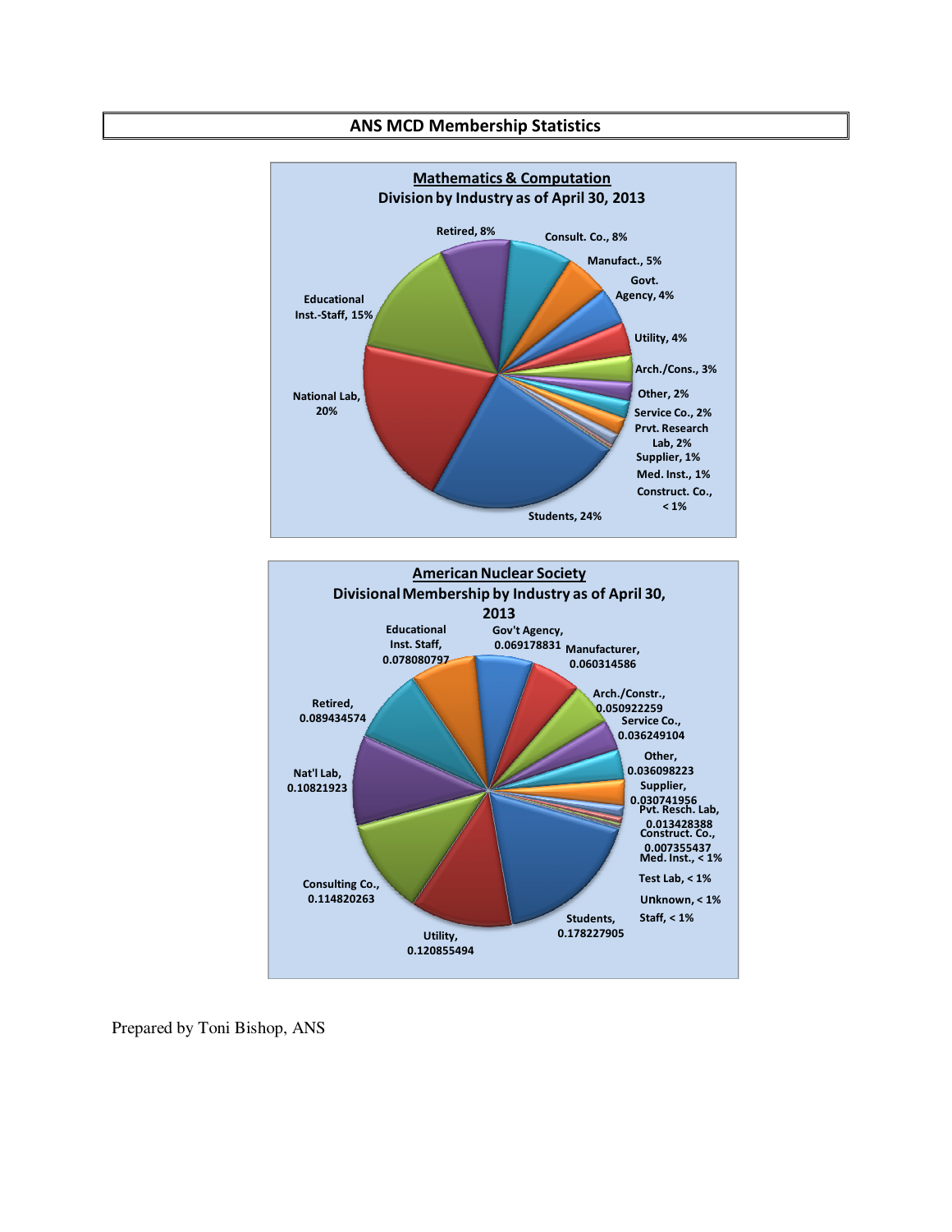## ANS MCD Membership Statistics

**Mathematics & Computation**
**Division by Industry as of April 30, 2013**

Retired, 8%
Consult. Co., 8%
Manufact., 5%
Govt. Agency, 4%
Utility, 4%
Arch./Cons., 3%
Other, 2%
Service Co., 2%
Prvt. Research Lab, 2%
Supplier, 1%
Med. Inst., 1%
Construct. Co., < 1%
Students, 24%
National Lab, 20%
Educational Inst.-Staff, 15%

**American Nuclear Society**
**Divisional Membership by Industry as of April 30, 2013**

Educational Inst. Staff, 0.078080797
Gov't Agency, 0.069178831
Manufacturer, 0.060314586
Arch./Constr., 0.050922259
Service Co., 0.036249104
Other, 0.036098223
Supplier, 0.030741956
Pvt. Resch. Lab, 0.013428388
Construct. Co., 0.007355437
Med. Inst., < 1%
Test Lab, < 1%
Unknown, < 1%
Staff, < 1%
Students, 0.178227905
Utility, 0.120855494
Consulting Co., 0.114820263
Nat'l Lab, 0.10821923
Retired, 0.089434574

Prepared by Toni Bishop, ANS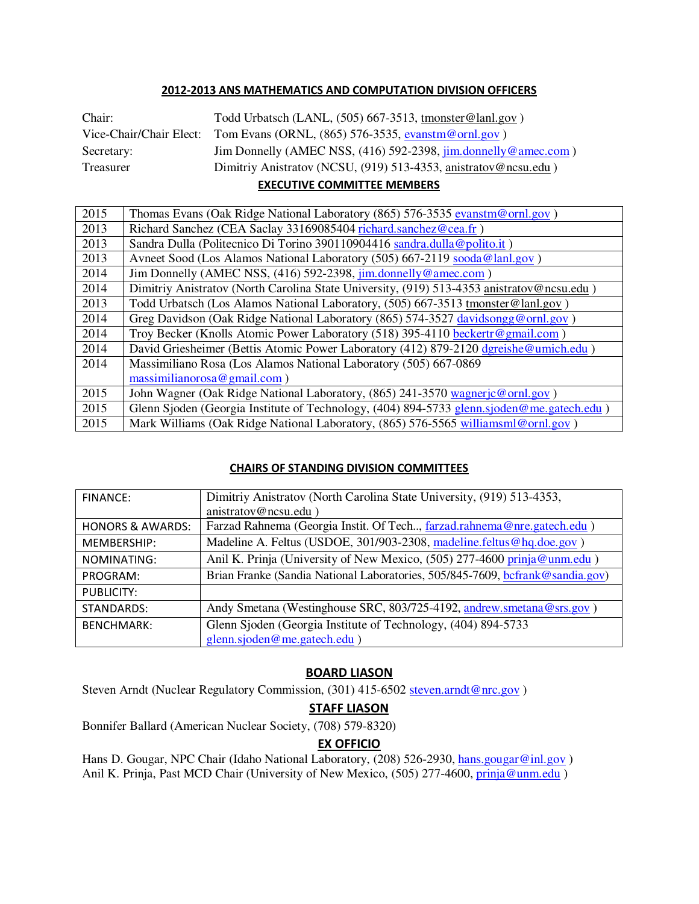## 2012-2013 ANS MATHEMATICS AND COMPUTATION DIVISION OFFICERS

| | |
|---|---|
| Chair: | Todd Urbatsch (LANL, (505) 667-3513, tmonster@lanl.gov ) |
| Vice-Chair/Chair Elect: | Tom Evans (ORNL, (865) 576-3535, evanstm@ornl.gov ) |
| Secretary: | Jim Donnelly (AMEC NSS, (416) 592-2398, jim.donnelly@amec.com ) |
| Treasurer | Dimitriy Anistratov (NCSU, (919) 513-4353, anistratov@ncsu.edu ) |

## EXECUTIVE COMMITTEE MEMBERS

| | |
|---|---|
| 2015 | Thomas Evans (Oak Ridge National Laboratory (865) 576-3535 evanstm@ornl.gov ) |
| 2013 | Richard Sanchez (CEA Saclay 33169085404 richard.sanchez@cea.fr ) |
| 2013 | Sandra Dulla (Politecnico Di Torino 390110904416 sandra.dulla@polito.it ) |
| 2013 | Avneet Sood (Los Alamos National Laboratory (505) 667-2119 sooda@lanl.gov ) |
| 2014 | Jim Donnelly (AMEC NSS, (416) 592-2398, jim.donnelly@amec.com ) |
| 2014 | Dimitriy Anistratov (North Carolina State University, (919) 513-4353 anistratov@ncsu.edu ) |
| 2013 | Todd Urbatsch (Los Alamos National Laboratory, (505) 667-3513 tmonster@lanl.gov ) |
| 2014 | Greg Davidson (Oak Ridge National Laboratory (865) 574-3527 davidsongg@ornl.gov ) |
| 2014 | Troy Becker (Knolls Atomic Power Laboratory (518) 395-4110 beckertr@gmail.com ) |
| 2014 | David Griesheimer (Bettis Atomic Power Laboratory (412) 879-2120 dgreishe@umich.edu ) |
| 2014 | Massimiliano Rosa (Los Alamos National Laboratory (505) 667-0869 massimilianorosa@gmail.com ) |
| 2015 | John Wagner (Oak Ridge National Laboratory, (865) 241-3570 wagnerjc@ornl.gov ) |
| 2015 | Glenn Sjoden (Georgia Institute of Technology, (404) 894-5733 glenn.sjoden@me.gatech.edu ) |
| 2015 | Mark Williams (Oak Ridge National Laboratory, (865) 576-5565 williamsml@ornl.gov ) |

## CHAIRS OF STANDING DIVISION COMMITTEES

| | |
|---|---|
| FINANCE: | Dimitriy Anistratov (North Carolina State University, (919) 513-4353, anistratov@ncsu.edu ) |
| HONORS & AWARDS: | Farzad Rahnema (Georgia Instit. Of Tech.., farzad.rahnema@nre.gatech.edu ) |
| MEMBERSHIP: | Madeline A. Feltus (USDOE, 301/903-2308, madeline.feltus@hq.doe.gov ) |
| NOMINATING: | Anil K. Prinja (University of New Mexico, (505) 277-4600 prinja@unm.edu ) |
| PROGRAM: | Brian Franke (Sandia National Laboratories, 505/845-7609, bcfrank@sandia.gov) |
| PUBLICITY: | |
| STANDARDS: | Andy Smetana (Westinghouse SRC, 803/725-4192, andrew.smetana@srs.gov ) |
| BENCHMARK: | Glenn Sjoden (Georgia Institute of Technology, (404) 894-5733 glenn.sjoden@me.gatech.edu ) |

## BOARD LIASON

Steven Arndt (Nuclear Regulatory Commission, (301) 415-6502 steven.arndt@nrc.gov )

## STAFF LIASON

Bonnifer Ballard (American Nuclear Society, (708) 579-8320)

## EX OFFICIO

Hans D. Gougar, NPC Chair (Idaho National Laboratory, (208) 526-2930, hans.gougar@inl.gov )
Anil K. Prinja, Past MCD Chair (University of New Mexico, (505) 277-4600, prinja@unm.edu )